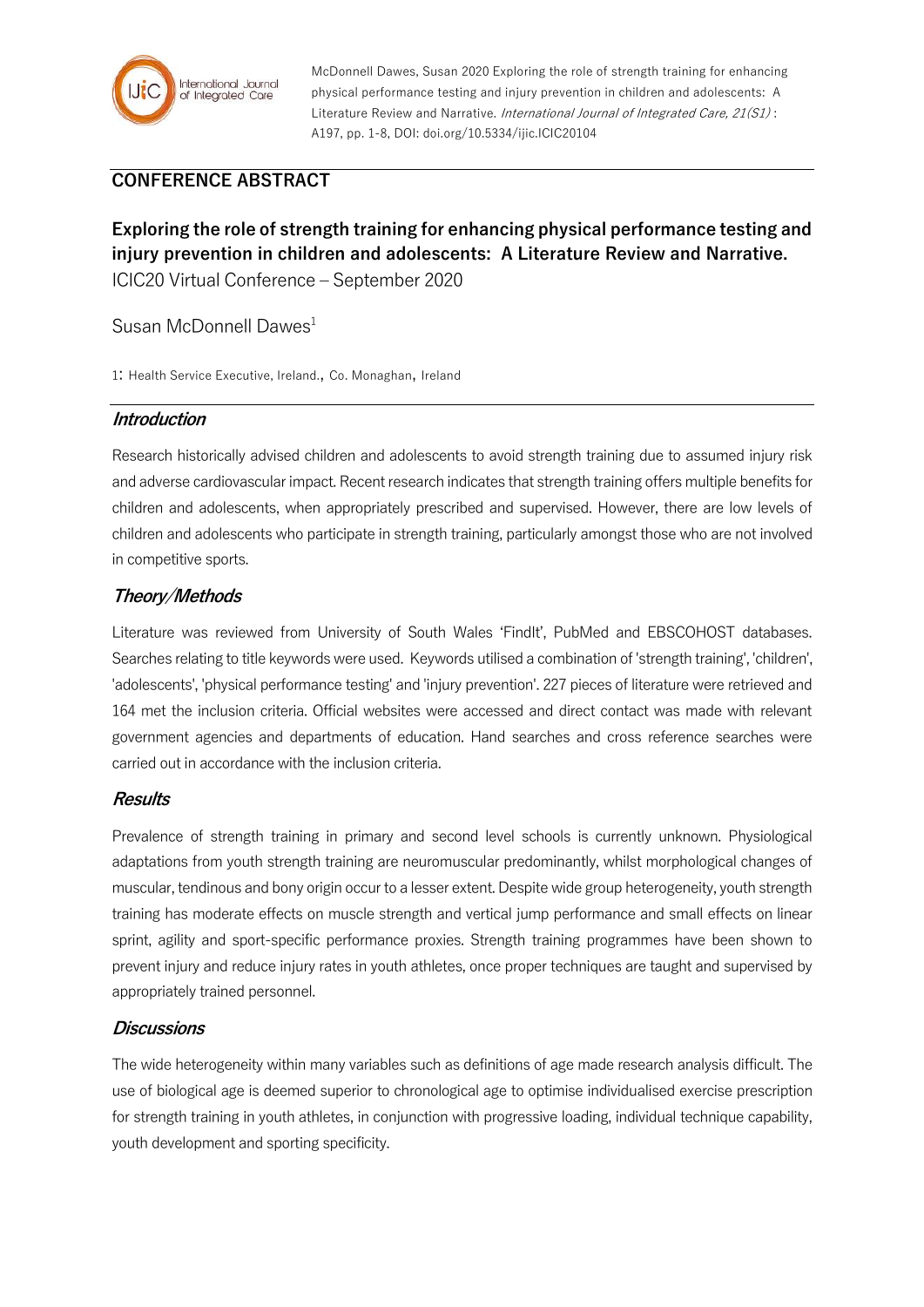McDonnell Dawes, Susan 2020 Exploring the role of strength training for enhancing physical performance testing and injury prevention in children and adolescents: A Literature Review and Narrative. *International Journal of Integrated Care, 21(S1)* : A197, pp. 1-8, DOI: doi.org/10.5334/ijic.ICIC20104

## CONFERENCE ABSTRACT

# Exploring the role of strength training for enhancing physical performance testing and injury prevention in children and adolescents: A Literature Review and Narrative.

ICIC20 Virtual Conference – September 2020

Susan McDonnell Dawes[1]

1: Health Service Executive, Ireland., Co. Monaghan, Ireland

## *Introduction*

Research historically advised children and adolescents to avoid strength training due to assumed injury risk and adverse cardiovascular impact. Recent research indicates that strength training offers multiple benefits for children and adolescents, when appropriately prescribed and supervised. However, there are low levels of children and adolescents who participate in strength training, particularly amongst those who are not involved in competitive sports.

## *Theory/Methods*

Literature was reviewed from University of South Wales 'FindIt', PubMed and EBSCOHOST databases. Searches relating to title keywords were used. Keywords utilised a combination of 'strength training', 'children', 'adolescents', 'physical performance testing' and 'injury prevention'. 227 pieces of literature were retrieved and 164 met the inclusion criteria. Official websites were accessed and direct contact was made with relevant government agencies and departments of education. Hand searches and cross reference searches were carried out in accordance with the inclusion criteria.

## *Results*

Prevalence of strength training in primary and second level schools is currently unknown. Physiological adaptations from youth strength training are neuromuscular predominantly, whilst morphological changes of muscular, tendinous and bony origin occur to a lesser extent. Despite wide group heterogeneity, youth strength training has moderate effects on muscle strength and vertical jump performance and small effects on linear sprint, agility and sport-specific performance proxies. Strength training programmes have been shown to prevent injury and reduce injury rates in youth athletes, once proper techniques are taught and supervised by appropriately trained personnel.

## *Discussions*

The wide heterogeneity within many variables such as definitions of age made research analysis difficult. The use of biological age is deemed superior to chronological age to optimise individualised exercise prescription for strength training in youth athletes, in conjunction with progressive loading, individual technique capability, youth development and sporting specificity.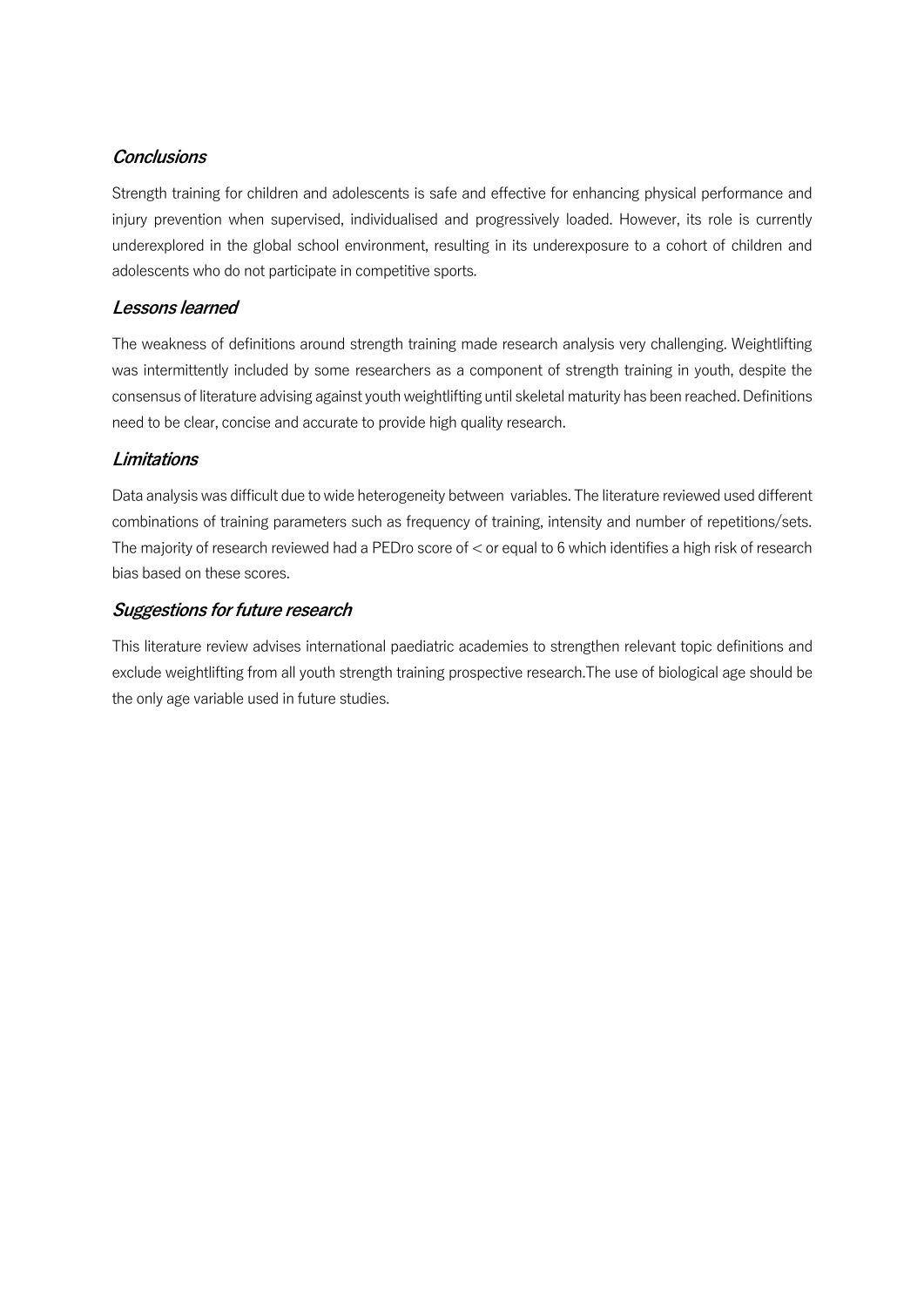### *Conclusions*

Strength training for children and adolescents is safe and effective for enhancing physical performance and injury prevention when supervised, individualised and progressively loaded. However, its role is currently underexplored in the global school environment, resulting in its underexposure to a cohort of children and adolescents who do not participate in competitive sports.

### *Lessons learned*

The weakness of definitions around strength training made research analysis very challenging. Weightlifting was intermittently included by some researchers as a component of strength training in youth, despite the consensus of literature advising against youth weightlifting until skeletal maturity has been reached. Definitions need to be clear, concise and accurate to provide high quality research.

### *Limitations*

Data analysis was difficult due to wide heterogeneity between variables. The literature reviewed used different combinations of training parameters such as frequency of training, intensity and number of repetitions/sets. The majority of research reviewed had a PEDro score of < or equal to 6 which identifies a high risk of research bias based on these scores.

### *Suggestions for future research*

This literature review advises international paediatric academies to strengthen relevant topic definitions and exclude weightlifting from all youth strength training prospective research.The use of biological age should be the only age variable used in future studies.